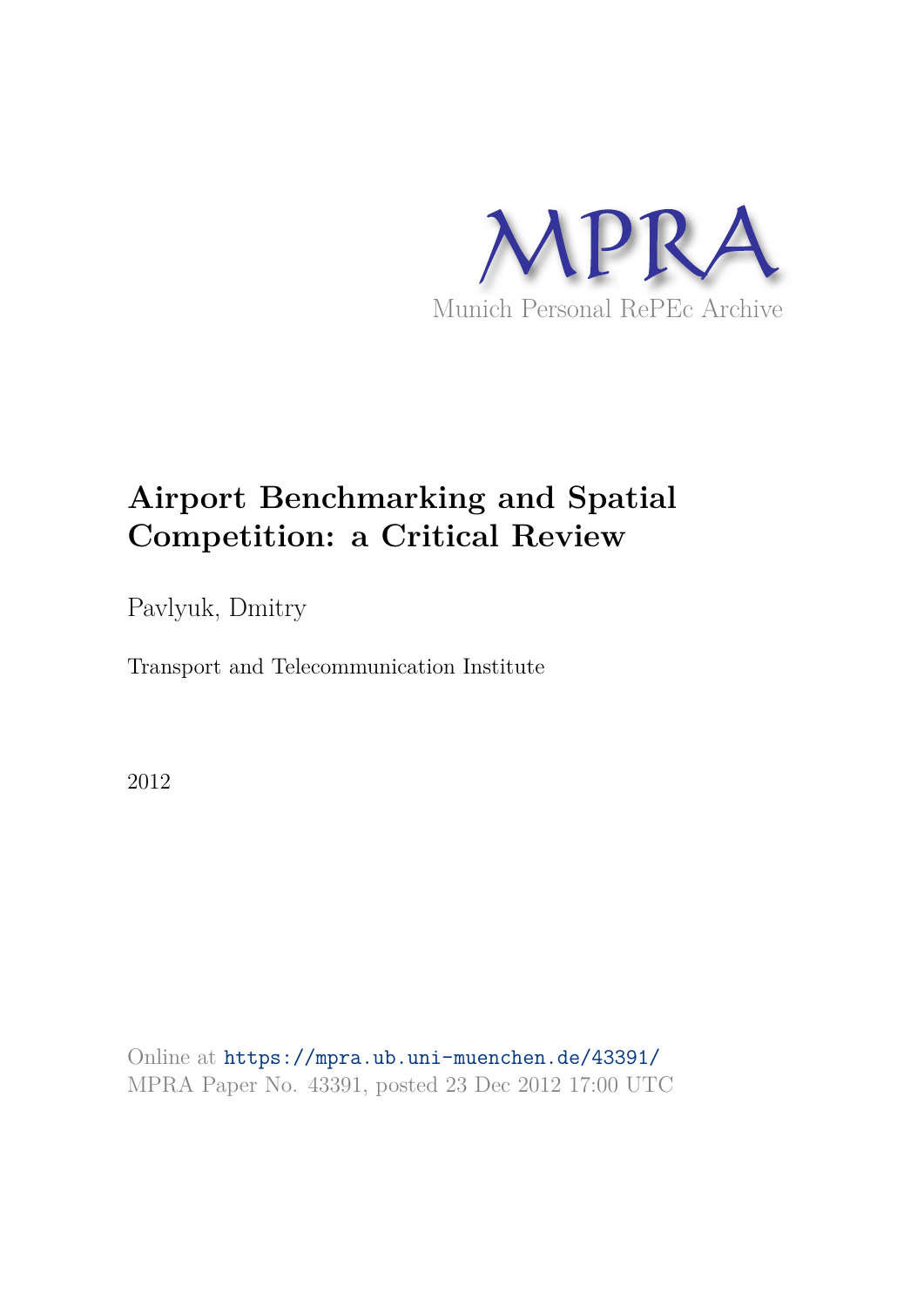MPRA

Munich Personal RePEc Archive

# Airport Benchmarking and Spatial Competition: a Critical Review

Pavlyuk, Dmitry

Transport and Telecommunication Institute

2012

Online at https://mpra.ub.uni-muenchen.de/43391/
MPRA Paper No. 43391, posted 23 Dec 2012 17:00 UTC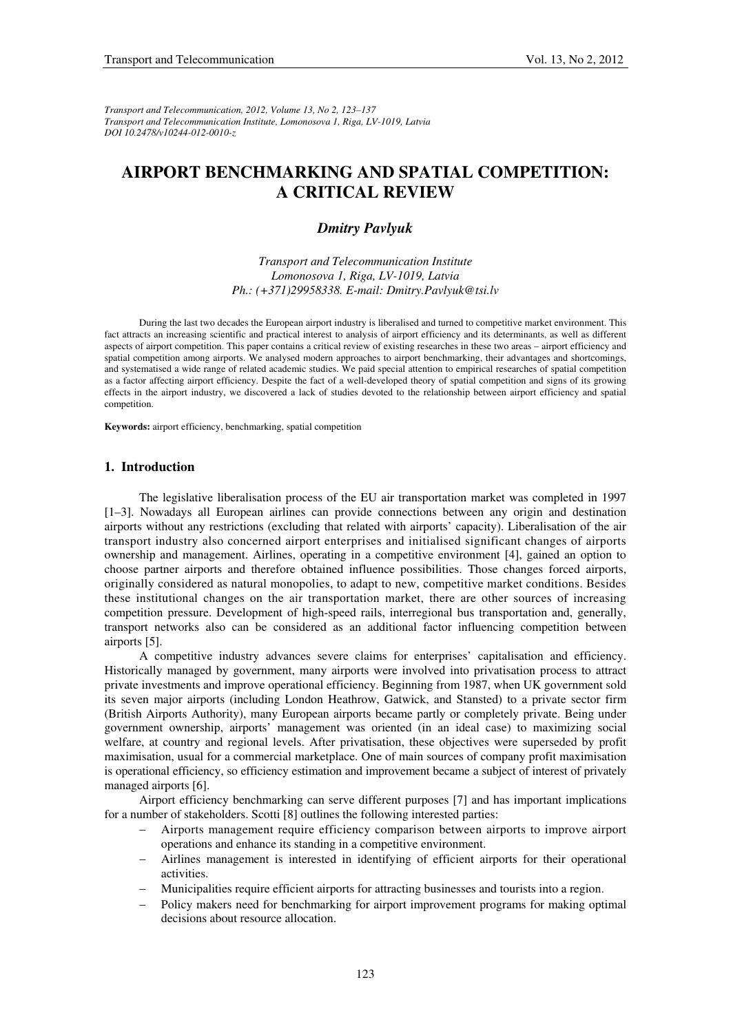*Transport and Telecommunication, 2012, Volume 13, No 2, 123–137*
*Transport and Telecommunication Institute, Lomonosova 1, Riga, LV-1019, Latvia*
*DOI 10.2478/v10244-012-0010-z*

# AIRPORT BENCHMARKING AND SPATIAL COMPETITION: A CRITICAL REVIEW

***Dmitry Pavlyuk***

*Transport and Telecommunication Institute*
*Lomonosova 1, Riga, LV-1019, Latvia*
*Ph.: (+371)29958338. E-mail: Dmitry.Pavlyuk@tsi.lv*

During the last two decades the European airport industry is liberalised and turned to competitive market environment. This fact attracts an increasing scientific and practical interest to analysis of airport efficiency and its determinants, as well as different aspects of airport competition. This paper contains a critical review of existing researches in these two areas – airport efficiency and spatial competition among airports. We analysed modern approaches to airport benchmarking, their advantages and shortcomings, and systematised a wide range of related academic studies. We paid special attention to empirical researches of spatial competition as a factor affecting airport efficiency. Despite the fact of a well-developed theory of spatial competition and signs of its growing effects in the airport industry, we discovered a lack of studies devoted to the relationship between airport efficiency and spatial competition.

**Keywords:** airport efficiency, benchmarking, spatial competition

## 1. Introduction

The legislative liberalisation process of the EU air transportation market was completed in 1997 [1–3]. Nowadays all European airlines can provide connections between any origin and destination airports without any restrictions (excluding that related with airports' capacity). Liberalisation of the air transport industry also concerned airport enterprises and initialised significant changes of airports ownership and management. Airlines, operating in a competitive environment [4], gained an option to choose partner airports and therefore obtained influence possibilities. Those changes forced airports, originally considered as natural monopolies, to adapt to new, competitive market conditions. Besides these institutional changes on the air transportation market, there are other sources of increasing competition pressure. Development of high-speed rails, interregional bus transportation and, generally, transport networks also can be considered as an additional factor influencing competition between airports [5].

A competitive industry advances severe claims for enterprises' capitalisation and efficiency. Historically managed by government, many airports were involved into privatisation process to attract private investments and improve operational efficiency. Beginning from 1987, when UK government sold its seven major airports (including London Heathrow, Gatwick, and Stansted) to a private sector firm (British Airports Authority), many European airports became partly or completely private. Being under government ownership, airports' management was oriented (in an ideal case) to maximizing social welfare, at country and regional levels. After privatisation, these objectives were superseded by profit maximisation, usual for a commercial marketplace. One of main sources of company profit maximisation is operational efficiency, so efficiency estimation and improvement became a subject of interest of privately managed airports [6].

Airport efficiency benchmarking can serve different purposes [7] and has important implications for a number of stakeholders. Scotti [8] outlines the following interested parties:

- Airports management require efficiency comparison between airports to improve airport operations and enhance its standing in a competitive environment.
- Airlines management is interested in identifying of efficient airports for their operational activities.
- Municipalities require efficient airports for attracting businesses and tourists into a region.
- Policy makers need for benchmarking for airport improvement programs for making optimal decisions about resource allocation.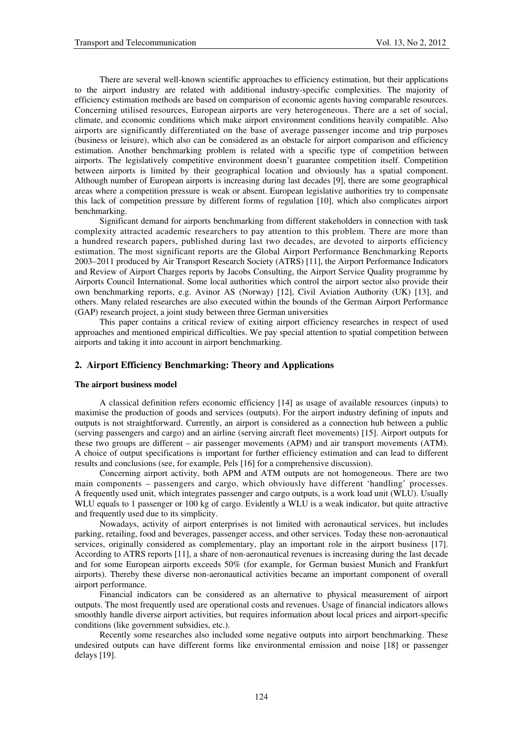There are several well-known scientific approaches to efficiency estimation, but their applications to the airport industry are related with additional industry-specific complexities. The majority of efficiency estimation methods are based on comparison of economic agents having comparable resources. Concerning utilised resources, European airports are very heterogeneous. There are a set of social, climate, and economic conditions which make airport environment conditions heavily compatible. Also airports are significantly differentiated on the base of average passenger income and trip purposes (business or leisure), which also can be considered as an obstacle for airport comparison and efficiency estimation. Another benchmarking problem is related with a specific type of competition between airports. The legislatively competitive environment doesn't guarantee competition itself. Competition between airports is limited by their geographical location and obviously has a spatial component. Although number of European airports is increasing during last decades [9], there are some geographical areas where a competition pressure is weak or absent. European legislative authorities try to compensate this lack of competition pressure by different forms of regulation [10], which also complicates airport benchmarking.

Significant demand for airports benchmarking from different stakeholders in connection with task complexity attracted academic researchers to pay attention to this problem. There are more than a hundred research papers, published during last two decades, are devoted to airports efficiency estimation. The most significant reports are the Global Airport Performance Benchmarking Reports 2003–2011 produced by Air Transport Research Society (ATRS) [11], the Airport Performance Indicators and Review of Airport Charges reports by Jacobs Consulting, the Airport Service Quality programme by Airports Council International. Some local authorities which control the airport sector also provide their own benchmarking reports, e.g. Avinor AS (Norway) [12], Civil Aviation Authority (UK) [13], and others. Many related researches are also executed within the bounds of the German Airport Performance (GAP) research project, a joint study between three German universities

This paper contains a critical review of exiting airport efficiency researches in respect of used approaches and mentioned empirical difficulties. We pay special attention to spatial competition between airports and taking it into account in airport benchmarking.

## 2. Airport Efficiency Benchmarking: Theory and Applications

### The airport business model

A classical definition refers economic efficiency [14] as usage of available resources (inputs) to maximise the production of goods and services (outputs). For the airport industry defining of inputs and outputs is not straightforward. Currently, an airport is considered as a connection hub between a public (serving passengers and cargo) and an airline (serving aircraft fleet movements) [15]. Airport outputs for these two groups are different – air passenger movements (APM) and air transport movements (ATM). A choice of output specifications is important for further efficiency estimation and can lead to different results and conclusions (see, for example, Pels [16] for a comprehensive discussion).

Concerning airport activity, both APM and ATM outputs are not homogeneous. There are two main components – passengers and cargo, which obviously have different 'handling' processes. A frequently used unit, which integrates passenger and cargo outputs, is a work load unit (WLU). Usually WLU equals to 1 passenger or 100 kg of cargo. Evidently a WLU is a weak indicator, but quite attractive and frequently used due to its simplicity.

Nowadays, activity of airport enterprises is not limited with aeronautical services, but includes parking, retailing, food and beverages, passenger access, and other services. Today these non-aeronautical services, originally considered as complementary, play an important role in the airport business [17]. According to ATRS reports [11], a share of non-aeronautical revenues is increasing during the last decade and for some European airports exceeds 50% (for example, for German busiest Munich and Frankfurt airports). Thereby these diverse non-aeronautical activities became an important component of overall airport performance.

Financial indicators can be considered as an alternative to physical measurement of airport outputs. The most frequently used are operational costs and revenues. Usage of financial indicators allows smoothly handle diverse airport activities, but requires information about local prices and airport-specific conditions (like government subsidies, etc.).

Recently some researches also included some negative outputs into airport benchmarking. These undesired outputs can have different forms like environmental emission and noise [18] or passenger delays [19].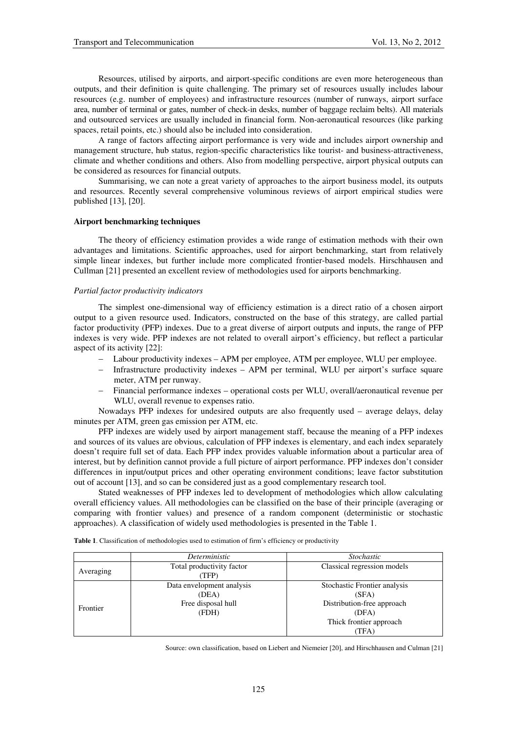Resources, utilised by airports, and airport-specific conditions are even more heterogeneous than outputs, and their definition is quite challenging. The primary set of resources usually includes labour resources (e.g. number of employees) and infrastructure resources (number of runways, airport surface area, number of terminal or gates, number of check-in desks, number of baggage reclaim belts). All materials and outsourced services are usually included in financial form. Non-aeronautical resources (like parking spaces, retail points, etc.) should also be included into consideration.

A range of factors affecting airport performance is very wide and includes airport ownership and management structure, hub status, region-specific characteristics like tourist- and business-attractiveness, climate and whether conditions and others. Also from modelling perspective, airport physical outputs can be considered as resources for financial outputs.

Summarising, we can note a great variety of approaches to the airport business model, its outputs and resources. Recently several comprehensive voluminous reviews of airport empirical studies were published [13], [20].

### Airport benchmarking techniques

The theory of efficiency estimation provides a wide range of estimation methods with their own advantages and limitations. Scientific approaches, used for airport benchmarking, start from relatively simple linear indexes, but further include more complicated frontier-based models. Hirschhausen and Cullman [21] presented an excellent review of methodologies used for airports benchmarking.

#### *Partial factor productivity indicators*

The simplest one-dimensional way of efficiency estimation is a direct ratio of a chosen airport output to a given resource used. Indicators, constructed on the base of this strategy, are called partial factor productivity (PFP) indexes. Due to a great diverse of airport outputs and inputs, the range of PFP indexes is very wide. PFP indexes are not related to overall airport's efficiency, but reflect a particular aspect of its activity [22]:

- Labour productivity indexes – APM per employee, ATM per employee, WLU per employee.
- Infrastructure productivity indexes – APM per terminal, WLU per airport's surface square meter, ATM per runway.
- Financial performance indexes – operational costs per WLU, overall/aeronautical revenue per WLU, overall revenue to expenses ratio.

Nowadays PFP indexes for undesired outputs are also frequently used – average delays, delay minutes per ATM, green gas emission per ATM, etc.

PFP indexes are widely used by airport management staff, because the meaning of a PFP indexes and sources of its values are obvious, calculation of PFP indexes is elementary, and each index separately doesn't require full set of data. Each PFP index provides valuable information about a particular area of interest, but by definition cannot provide a full picture of airport performance. PFP indexes don't consider differences in input/output prices and other operating environment conditions; leave factor substitution out of account [13], and so can be considered just as a good complementary research tool.

Stated weaknesses of PFP indexes led to development of methodologies which allow calculating overall efficiency values. All methodologies can be classified on the base of their principle (averaging or comparing with frontier values) and presence of a random component (deterministic or stochastic approaches). A classification of widely used methodologies is presented in the Table 1.

**Table 1**. Classification of methodologies used to estimation of firm's efficiency or productivity

| | *Deterministic* | *Stochastic* |
|---|---|---|
| Averaging | Total productivity factor (TFP) | Classical regression models |
| Frontier | Data envelopment analysis (DEA)<br>Free disposal hull (FDH) | Stochastic Frontier analysis (SFA)<br>Distribution-free approach (DFA)<br>Thick frontier approach (TFA) |

Source: own classification, based on Liebert and Niemeier [20], and Hirschhausen and Culman [21]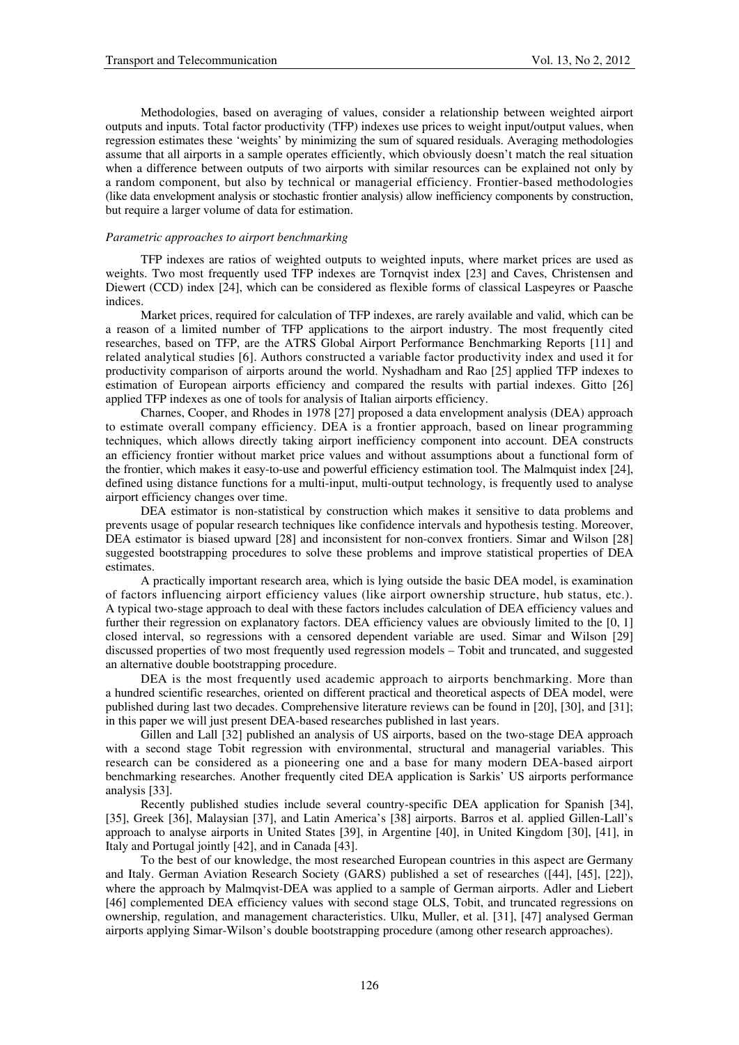Methodologies, based on averaging of values, consider a relationship between weighted airport outputs and inputs. Total factor productivity (TFP) indexes use prices to weight input/output values, when regression estimates these 'weights' by minimizing the sum of squared residuals. Averaging methodologies assume that all airports in a sample operates efficiently, which obviously doesn't match the real situation when a difference between outputs of two airports with similar resources can be explained not only by a random component, but also by technical or managerial efficiency. Frontier-based methodologies (like data envelopment analysis or stochastic frontier analysis) allow inefficiency components by construction, but require a larger volume of data for estimation.

*Parametric approaches to airport benchmarking*

TFP indexes are ratios of weighted outputs to weighted inputs, where market prices are used as weights. Two most frequently used TFP indexes are Tornqvist index [23] and Caves, Christensen and Diewert (CCD) index [24], which can be considered as flexible forms of classical Laspeyres or Paasche indices.

Market prices, required for calculation of TFP indexes, are rarely available and valid, which can be a reason of a limited number of TFP applications to the airport industry. The most frequently cited researches, based on TFP, are the ATRS Global Airport Performance Benchmarking Reports [11] and related analytical studies [6]. Authors constructed a variable factor productivity index and used it for productivity comparison of airports around the world. Nyshadham and Rao [25] applied TFP indexes to estimation of European airports efficiency and compared the results with partial indexes. Gitto [26] applied TFP indexes as one of tools for analysis of Italian airports efficiency.

Charnes, Cooper, and Rhodes in 1978 [27] proposed a data envelopment analysis (DEA) approach to estimate overall company efficiency. DEA is a frontier approach, based on linear programming techniques, which allows directly taking airport inefficiency component into account. DEA constructs an efficiency frontier without market price values and without assumptions about a functional form of the frontier, which makes it easy-to-use and powerful efficiency estimation tool. The Malmquist index [24], defined using distance functions for a multi-input, multi-output technology, is frequently used to analyse airport efficiency changes over time.

DEA estimator is non-statistical by construction which makes it sensitive to data problems and prevents usage of popular research techniques like confidence intervals and hypothesis testing. Moreover, DEA estimator is biased upward [28] and inconsistent for non-convex frontiers. Simar and Wilson [28] suggested bootstrapping procedures to solve these problems and improve statistical properties of DEA estimates.

A practically important research area, which is lying outside the basic DEA model, is examination of factors influencing airport efficiency values (like airport ownership structure, hub status, etc.). A typical two-stage approach to deal with these factors includes calculation of DEA efficiency values and further their regression on explanatory factors. DEA efficiency values are obviously limited to the [0, 1] closed interval, so regressions with a censored dependent variable are used. Simar and Wilson [29] discussed properties of two most frequently used regression models – Tobit and truncated, and suggested an alternative double bootstrapping procedure.

DEA is the most frequently used academic approach to airports benchmarking. More than a hundred scientific researches, oriented on different practical and theoretical aspects of DEA model, were published during last two decades. Comprehensive literature reviews can be found in [20], [30], and [31]; in this paper we will just present DEA-based researches published in last years.

Gillen and Lall [32] published an analysis of US airports, based on the two-stage DEA approach with a second stage Tobit regression with environmental, structural and managerial variables. This research can be considered as a pioneering one and a base for many modern DEA-based airport benchmarking researches. Another frequently cited DEA application is Sarkis' US airports performance analysis [33].

Recently published studies include several country-specific DEA application for Spanish [34], [35], Greek [36], Malaysian [37], and Latin America's [38] airports. Barros et al. applied Gillen-Lall's approach to analyse airports in United States [39], in Argentine [40], in United Kingdom [30], [41], in Italy and Portugal jointly [42], and in Canada [43].

To the best of our knowledge, the most researched European countries in this aspect are Germany and Italy. German Aviation Research Society (GARS) published a set of researches ([44], [45], [22]), where the approach by Malmqvist-DEA was applied to a sample of German airports. Adler and Liebert [46] complemented DEA efficiency values with second stage OLS, Tobit, and truncated regressions on ownership, regulation, and management characteristics. Ulku, Muller, et al. [31], [47] analysed German airports applying Simar-Wilson's double bootstrapping procedure (among other research approaches).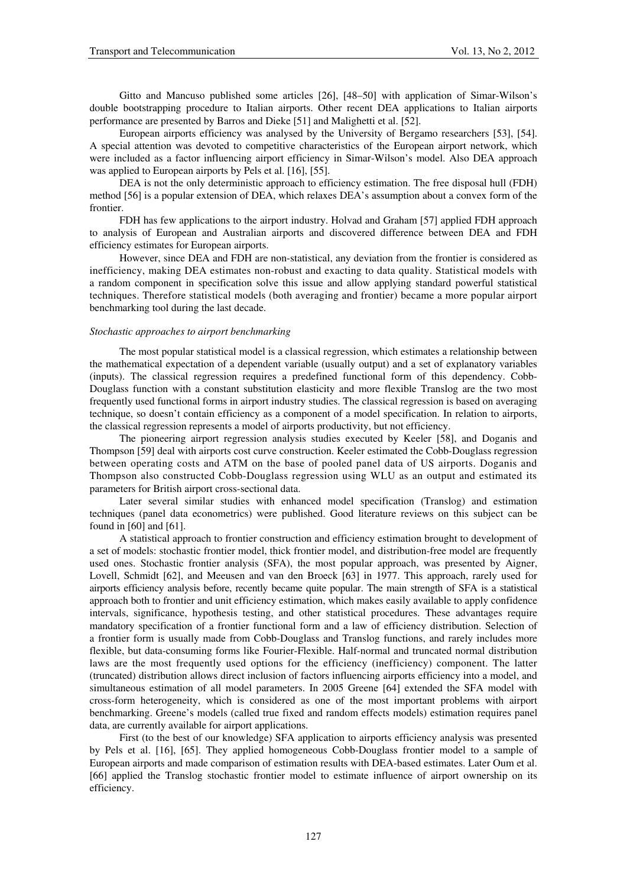Gitto and Mancuso published some articles [26], [48–50] with application of Simar-Wilson's double bootstrapping procedure to Italian airports. Other recent DEA applications to Italian airports performance are presented by Barros and Dieke [51] and Malighetti et al. [52].

European airports efficiency was analysed by the University of Bergamo researchers [53], [54]. A special attention was devoted to competitive characteristics of the European airport network, which were included as a factor influencing airport efficiency in Simar-Wilson's model. Also DEA approach was applied to European airports by Pels et al. [16], [55].

DEA is not the only deterministic approach to efficiency estimation. The free disposal hull (FDH) method [56] is a popular extension of DEA, which relaxes DEA's assumption about a convex form of the frontier.

FDH has few applications to the airport industry. Holvad and Graham [57] applied FDH approach to analysis of European and Australian airports and discovered difference between DEA and FDH efficiency estimates for European airports.

However, since DEA and FDH are non-statistical, any deviation from the frontier is considered as inefficiency, making DEA estimates non-robust and exacting to data quality. Statistical models with a random component in specification solve this issue and allow applying standard powerful statistical techniques. Therefore statistical models (both averaging and frontier) became a more popular airport benchmarking tool during the last decade.

*Stochastic approaches to airport benchmarking*

The most popular statistical model is a classical regression, which estimates a relationship between the mathematical expectation of a dependent variable (usually output) and a set of explanatory variables (inputs). The classical regression requires a predefined functional form of this dependency. Cobb-Douglass function with a constant substitution elasticity and more flexible Translog are the two most frequently used functional forms in airport industry studies. The classical regression is based on averaging technique, so doesn't contain efficiency as a component of a model specification. In relation to airports, the classical regression represents a model of airports productivity, but not efficiency.

The pioneering airport regression analysis studies executed by Keeler [58], and Doganis and Thompson [59] deal with airports cost curve construction. Keeler estimated the Cobb-Douglass regression between operating costs and ATM on the base of pooled panel data of US airports. Doganis and Thompson also constructed Cobb-Douglass regression using WLU as an output and estimated its parameters for British airport cross-sectional data.

Later several similar studies with enhanced model specification (Translog) and estimation techniques (panel data econometrics) were published. Good literature reviews on this subject can be found in [60] and [61].

A statistical approach to frontier construction and efficiency estimation brought to development of a set of models: stochastic frontier model, thick frontier model, and distribution-free model are frequently used ones. Stochastic frontier analysis (SFA), the most popular approach, was presented by Aigner, Lovell, Schmidt [62], and Meeusen and van den Broeck [63] in 1977. This approach, rarely used for airports efficiency analysis before, recently became quite popular. The main strength of SFA is a statistical approach both to frontier and unit efficiency estimation, which makes easily available to apply confidence intervals, significance, hypothesis testing, and other statistical procedures. These advantages require mandatory specification of a frontier functional form and a law of efficiency distribution. Selection of a frontier form is usually made from Cobb-Douglass and Translog functions, and rarely includes more flexible, but data-consuming forms like Fourier-Flexible. Half-normal and truncated normal distribution laws are the most frequently used options for the efficiency (inefficiency) component. The latter (truncated) distribution allows direct inclusion of factors influencing airports efficiency into a model, and simultaneous estimation of all model parameters. In 2005 Greene [64] extended the SFA model with cross-form heterogeneity, which is considered as one of the most important problems with airport benchmarking. Greene's models (called true fixed and random effects models) estimation requires panel data, are currently available for airport applications.

First (to the best of our knowledge) SFA application to airports efficiency analysis was presented by Pels et al. [16], [65]. They applied homogeneous Cobb-Douglass frontier model to a sample of European airports and made comparison of estimation results with DEA-based estimates. Later Oum et al. [66] applied the Translog stochastic frontier model to estimate influence of airport ownership on its efficiency.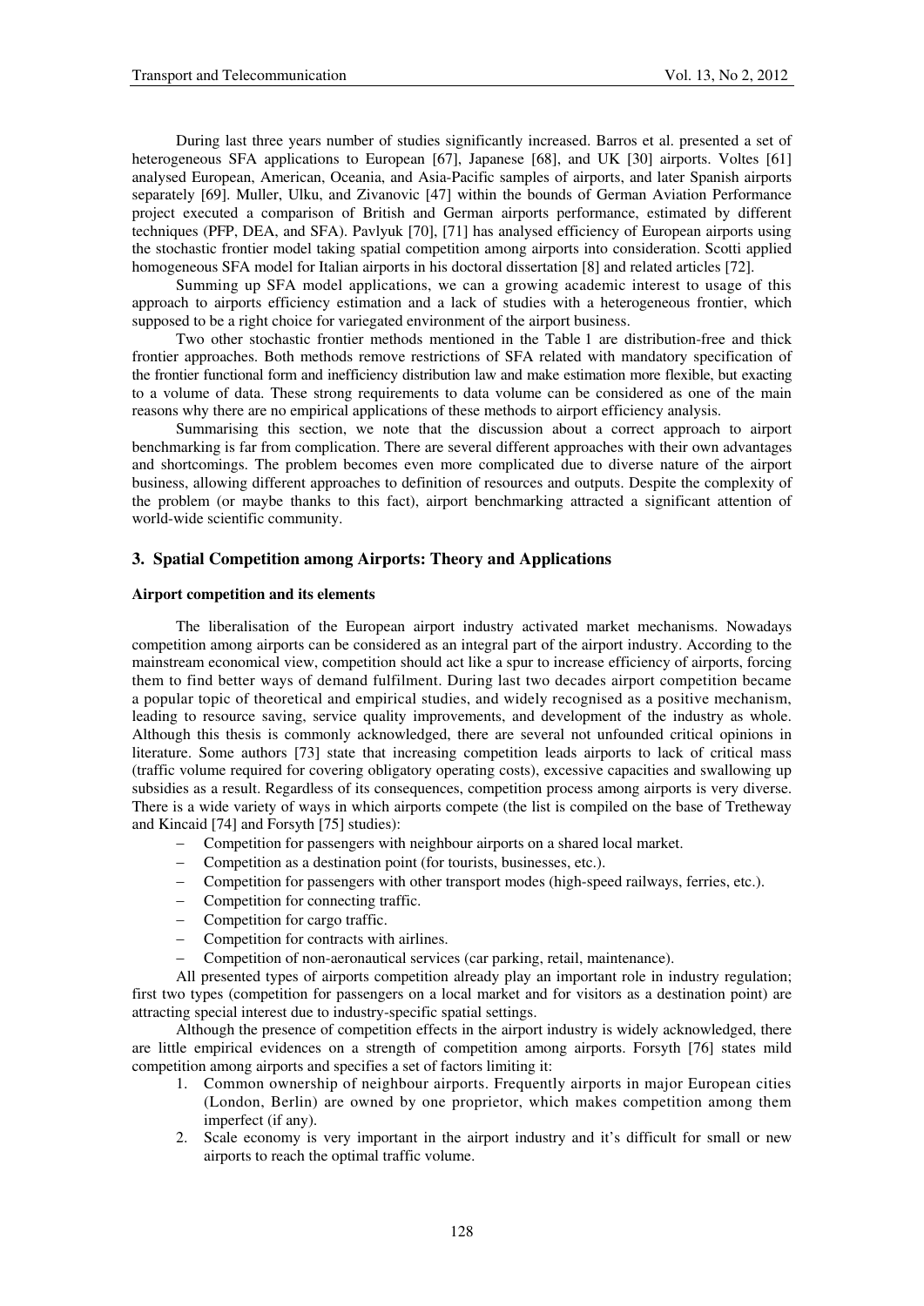During last three years number of studies significantly increased. Barros et al. presented a set of heterogeneous SFA applications to European [67], Japanese [68], and UK [30] airports. Voltes [61] analysed European, American, Oceania, and Asia-Pacific samples of airports, and later Spanish airports separately [69]. Muller, Ulku, and Zivanovic [47] within the bounds of German Aviation Performance project executed a comparison of British and German airports performance, estimated by different techniques (PFP, DEA, and SFA). Pavlyuk [70], [71] has analysed efficiency of European airports using the stochastic frontier model taking spatial competition among airports into consideration. Scotti applied homogeneous SFA model for Italian airports in his doctoral dissertation [8] and related articles [72].

Summing up SFA model applications, we can a growing academic interest to usage of this approach to airports efficiency estimation and a lack of studies with a heterogeneous frontier, which supposed to be a right choice for variegated environment of the airport business.

Two other stochastic frontier methods mentioned in the Table 1 are distribution-free and thick frontier approaches. Both methods remove restrictions of SFA related with mandatory specification of the frontier functional form and inefficiency distribution law and make estimation more flexible, but exacting to a volume of data. These strong requirements to data volume can be considered as one of the main reasons why there are no empirical applications of these methods to airport efficiency analysis.

Summarising this section, we note that the discussion about a correct approach to airport benchmarking is far from complication. There are several different approaches with their own advantages and shortcomings. The problem becomes even more complicated due to diverse nature of the airport business, allowing different approaches to definition of resources and outputs. Despite the complexity of the problem (or maybe thanks to this fact), airport benchmarking attracted a significant attention of world-wide scientific community.

## 3. Spatial Competition among Airports: Theory and Applications

### Airport competition and its elements

The liberalisation of the European airport industry activated market mechanisms. Nowadays competition among airports can be considered as an integral part of the airport industry. According to the mainstream economical view, competition should act like a spur to increase efficiency of airports, forcing them to find better ways of demand fulfilment. During last two decades airport competition became a popular topic of theoretical and empirical studies, and widely recognised as a positive mechanism, leading to resource saving, service quality improvements, and development of the industry as whole. Although this thesis is commonly acknowledged, there are several not unfounded critical opinions in literature. Some authors [73] state that increasing competition leads airports to lack of critical mass (traffic volume required for covering obligatory operating costs), excessive capacities and swallowing up subsidies as a result. Regardless of its consequences, competition process among airports is very diverse. There is a wide variety of ways in which airports compete (the list is compiled on the base of Tretheway and Kincaid [74] and Forsyth [75] studies):

- Competition for passengers with neighbour airports on a shared local market.
- Competition as a destination point (for tourists, businesses, etc.).
- Competition for passengers with other transport modes (high-speed railways, ferries, etc.).
- Competition for connecting traffic.
- Competition for cargo traffic.
- Competition for contracts with airlines.
- Competition of non-aeronautical services (car parking, retail, maintenance).

All presented types of airports competition already play an important role in industry regulation; first two types (competition for passengers on a local market and for visitors as a destination point) are attracting special interest due to industry-specific spatial settings.

Although the presence of competition effects in the airport industry is widely acknowledged, there are little empirical evidences on a strength of competition among airports. Forsyth [76] states mild competition among airports and specifies a set of factors limiting it:

1. Common ownership of neighbour airports. Frequently airports in major European cities (London, Berlin) are owned by one proprietor, which makes competition among them imperfect (if any).
2. Scale economy is very important in the airport industry and it's difficult for small or new airports to reach the optimal traffic volume.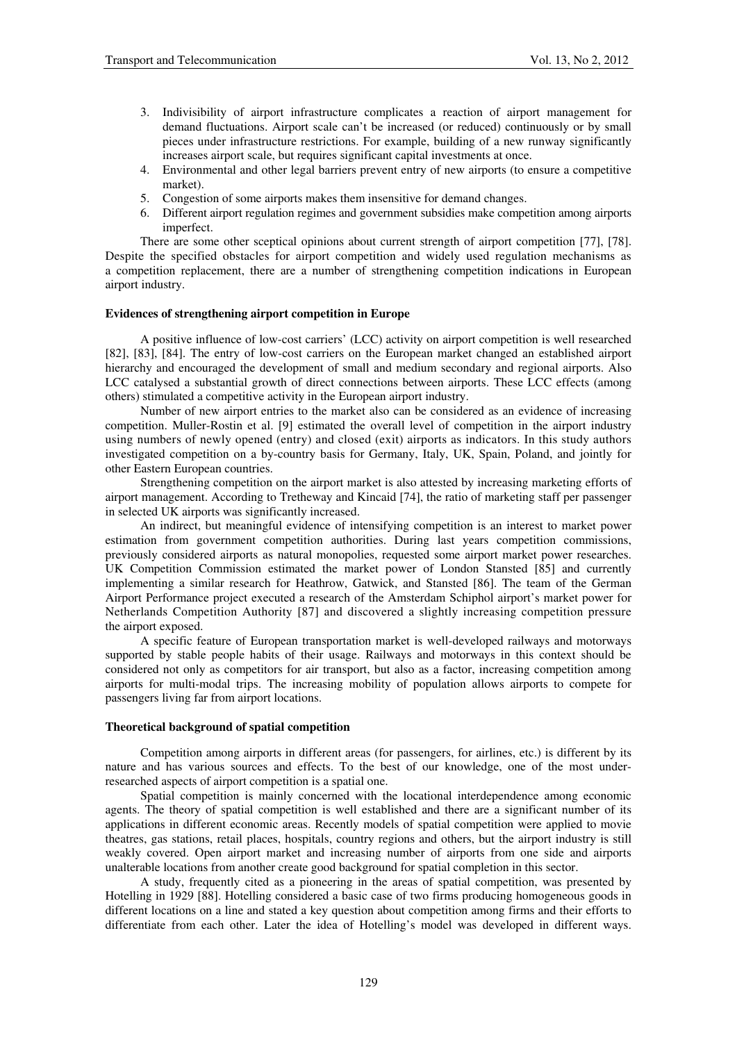3. Indivisibility of airport infrastructure complicates a reaction of airport management for demand fluctuations. Airport scale can't be increased (or reduced) continuously or by small pieces under infrastructure restrictions. For example, building of a new runway significantly increases airport scale, but requires significant capital investments at once.
4. Environmental and other legal barriers prevent entry of new airports (to ensure a competitive market).
5. Congestion of some airports makes them insensitive for demand changes.
6. Different airport regulation regimes and government subsidies make competition among airports imperfect.

There are some other sceptical opinions about current strength of airport competition [77], [78]. Despite the specified obstacles for airport competition and widely used regulation mechanisms as a competition replacement, there are a number of strengthening competition indications in European airport industry.

**Evidences of strengthening airport competition in Europe**

A positive influence of low-cost carriers' (LCC) activity on airport competition is well researched [82], [83], [84]. The entry of low-cost carriers on the European market changed an established airport hierarchy and encouraged the development of small and medium secondary and regional airports. Also LCC catalysed a substantial growth of direct connections between airports. These LCC effects (among others) stimulated a competitive activity in the European airport industry.

Number of new airport entries to the market also can be considered as an evidence of increasing competition. Muller-Rostin et al. [9] estimated the overall level of competition in the airport industry using numbers of newly opened (entry) and closed (exit) airports as indicators. In this study authors investigated competition on a by-country basis for Germany, Italy, UK, Spain, Poland, and jointly for other Eastern European countries.

Strengthening competition on the airport market is also attested by increasing marketing efforts of airport management. According to Tretheway and Kincaid [74], the ratio of marketing staff per passenger in selected UK airports was significantly increased.

An indirect, but meaningful evidence of intensifying competition is an interest to market power estimation from government competition authorities. During last years competition commissions, previously considered airports as natural monopolies, requested some airport market power researches. UK Competition Commission estimated the market power of London Stansted [85] and currently implementing a similar research for Heathrow, Gatwick, and Stansted [86]. The team of the German Airport Performance project executed a research of the Amsterdam Schiphol airport's market power for Netherlands Competition Authority [87] and discovered a slightly increasing competition pressure the airport exposed.

A specific feature of European transportation market is well-developed railways and motorways supported by stable people habits of their usage. Railways and motorways in this context should be considered not only as competitors for air transport, but also as a factor, increasing competition among airports for multi-modal trips. The increasing mobility of population allows airports to compete for passengers living far from airport locations.

**Theoretical background of spatial competition**

Competition among airports in different areas (for passengers, for airlines, etc.) is different by its nature and has various sources and effects. To the best of our knowledge, one of the most under-researched aspects of airport competition is a spatial one.

Spatial competition is mainly concerned with the locational interdependence among economic agents. The theory of spatial competition is well established and there are a significant number of its applications in different economic areas. Recently models of spatial competition were applied to movie theatres, gas stations, retail places, hospitals, country regions and others, but the airport industry is still weakly covered. Open airport market and increasing number of airports from one side and airports unalterable locations from another create good background for spatial completion in this sector.

A study, frequently cited as a pioneering in the areas of spatial competition, was presented by Hotelling in 1929 [88]. Hotelling considered a basic case of two firms producing homogeneous goods in different locations on a line and stated a key question about competition among firms and their efforts to differentiate from each other. Later the idea of Hotelling's model was developed in different ways.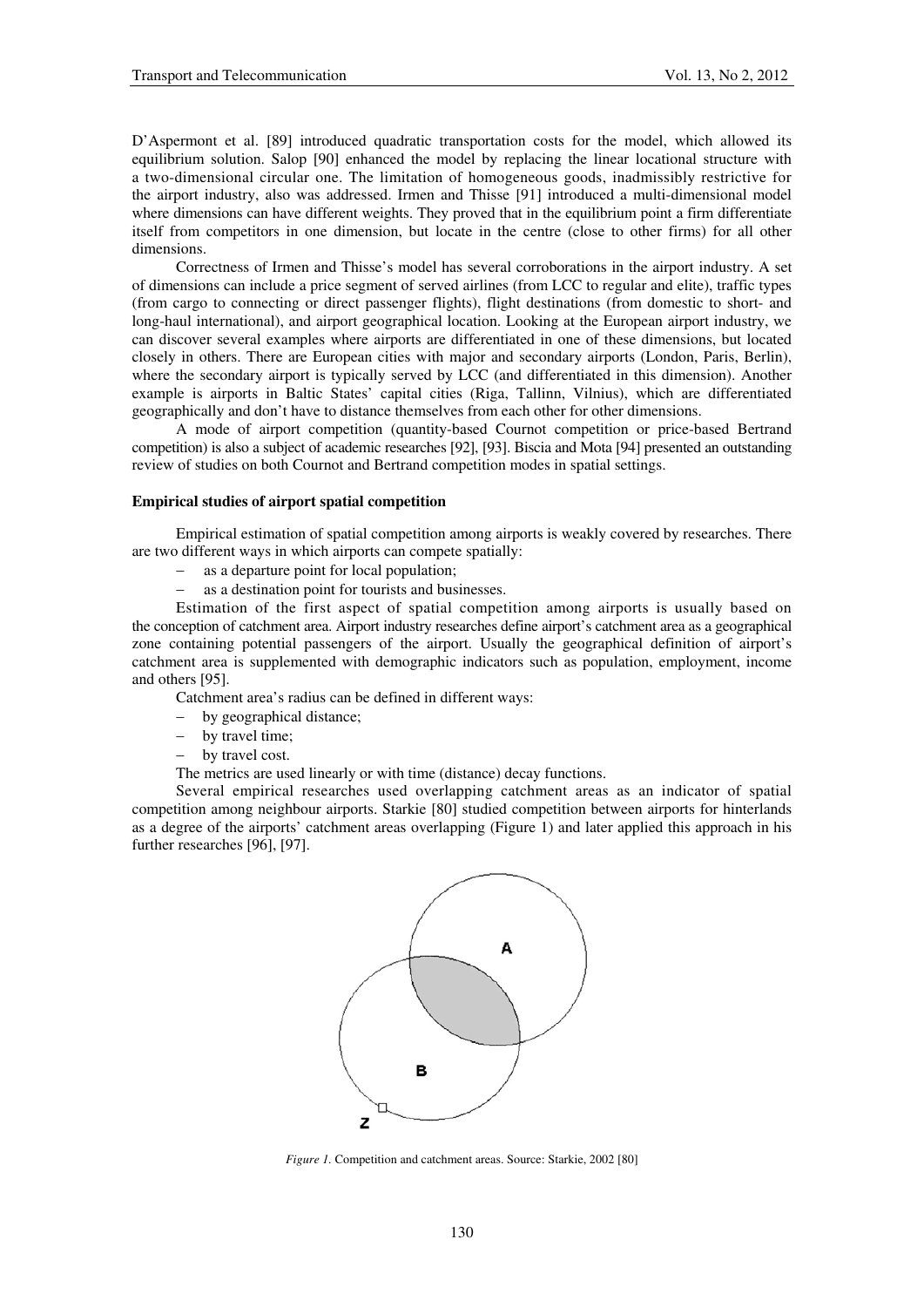D'Aspermont et al. [89] introduced quadratic transportation costs for the model, which allowed its equilibrium solution. Salop [90] enhanced the model by replacing the linear locational structure with a two-dimensional circular one. The limitation of homogeneous goods, inadmissibly restrictive for the airport industry, also was addressed. Irmen and Thisse [91] introduced a multi-dimensional model where dimensions can have different weights. They proved that in the equilibrium point a firm differentiate itself from competitors in one dimension, but locate in the centre (close to other firms) for all other dimensions.

Correctness of Irmen and Thisse's model has several corroborations in the airport industry. A set of dimensions can include a price segment of served airlines (from LCC to regular and elite), traffic types (from cargo to connecting or direct passenger flights), flight destinations (from domestic to short- and long-haul international), and airport geographical location. Looking at the European airport industry, we can discover several examples where airports are differentiated in one of these dimensions, but located closely in others. There are European cities with major and secondary airports (London, Paris, Berlin), where the secondary airport is typically served by LCC (and differentiated in this dimension). Another example is airports in Baltic States' capital cities (Riga, Tallinn, Vilnius), which are differentiated geographically and don't have to distance themselves from each other for other dimensions.

A mode of airport competition (quantity-based Cournot competition or price-based Bertrand competition) is also a subject of academic researches [92], [93]. Biscia and Mota [94] presented an outstanding review of studies on both Cournot and Bertrand competition modes in spatial settings.

**Empirical studies of airport spatial competition**

Empirical estimation of spatial competition among airports is weakly covered by researches. There are two different ways in which airports can compete spatially:

- as a departure point for local population;
- as a destination point for tourists and businesses.

Estimation of the first aspect of spatial competition among airports is usually based on the conception of catchment area. Airport industry researches define airport's catchment area as a geographical zone containing potential passengers of the airport. Usually the geographical definition of airport's catchment area is supplemented with demographic indicators such as population, employment, income and others [95].

Catchment area's radius can be defined in different ways:

- by geographical distance;
- by travel time;
- by travel cost.

The metrics are used linearly or with time (distance) decay functions.

Several empirical researches used overlapping catchment areas as an indicator of spatial competition among neighbour airports. Starkie [80] studied competition between airports for hinterlands as a degree of the airports' catchment areas overlapping (Figure 1) and later applied this approach in his further researches [96], [97].

A

B

Z

*Figure 1.* Competition and catchment areas. Source: Starkie, 2002 [80]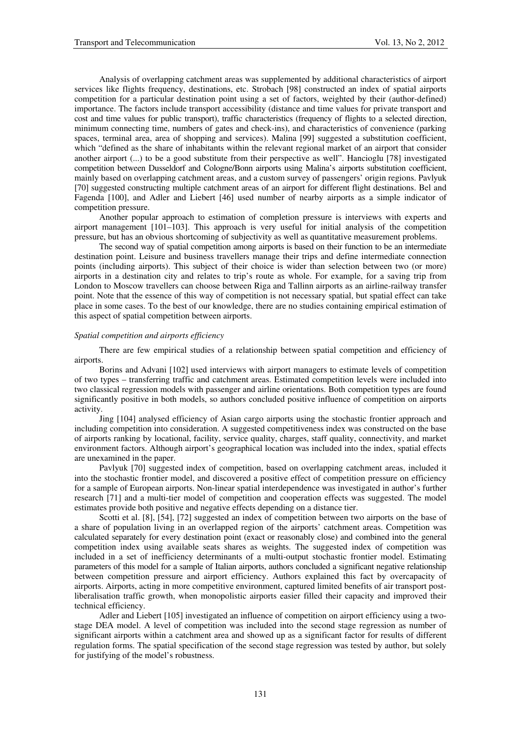Analysis of overlapping catchment areas was supplemented by additional characteristics of airport services like flights frequency, destinations, etc. Strobach [98] constructed an index of spatial airports competition for a particular destination point using a set of factors, weighted by their (author-defined) importance. The factors include transport accessibility (distance and time values for private transport and cost and time values for public transport), traffic characteristics (frequency of flights to a selected direction, minimum connecting time, numbers of gates and check-ins), and characteristics of convenience (parking spaces, terminal area, area of shopping and services). Malina [99] suggested a substitution coefficient, which "defined as the share of inhabitants within the relevant regional market of an airport that consider another airport (...) to be a good substitute from their perspective as well". Hancioglu [78] investigated competition between Dusseldorf and Cologne/Bonn airports using Malina's airports substitution coefficient, mainly based on overlapping catchment areas, and a custom survey of passengers' origin regions. Pavlyuk [70] suggested constructing multiple catchment areas of an airport for different flight destinations. Bel and Fagenda [100], and Adler and Liebert [46] used number of nearby airports as a simple indicator of competition pressure.

Another popular approach to estimation of completion pressure is interviews with experts and airport management [101–103]. This approach is very useful for initial analysis of the competition pressure, but has an obvious shortcoming of subjectivity as well as quantitative measurement problems.

The second way of spatial competition among airports is based on their function to be an intermediate destination point. Leisure and business travellers manage their trips and define intermediate connection points (including airports). This subject of their choice is wider than selection between two (or more) airports in a destination city and relates to trip's route as whole. For example, for a saving trip from London to Moscow travellers can choose between Riga and Tallinn airports as an airline-railway transfer point. Note that the essence of this way of competition is not necessary spatial, but spatial effect can take place in some cases. To the best of our knowledge, there are no studies containing empirical estimation of this aspect of spatial competition between airports.

*Spatial competition and airports efficiency*

There are few empirical studies of a relationship between spatial competition and efficiency of airports.

Borins and Advani [102] used interviews with airport managers to estimate levels of competition of two types – transferring traffic and catchment areas. Estimated competition levels were included into two classical regression models with passenger and airline orientations. Both competition types are found significantly positive in both models, so authors concluded positive influence of competition on airports activity.

Jing [104] analysed efficiency of Asian cargo airports using the stochastic frontier approach and including competition into consideration. A suggested competitiveness index was constructed on the base of airports ranking by locational, facility, service quality, charges, staff quality, connectivity, and market environment factors. Although airport's geographical location was included into the index, spatial effects are unexamined in the paper.

Pavlyuk [70] suggested index of competition, based on overlapping catchment areas, included it into the stochastic frontier model, and discovered a positive effect of competition pressure on efficiency for a sample of European airports. Non-linear spatial interdependence was investigated in author's further research [71] and a multi-tier model of competition and cooperation effects was suggested. The model estimates provide both positive and negative effects depending on a distance tier.

Scotti et al. [8], [54], [72] suggested an index of competition between two airports on the base of a share of population living in an overlapped region of the airports' catchment areas. Competition was calculated separately for every destination point (exact or reasonably close) and combined into the general competition index using available seats shares as weights. The suggested index of competition was included in a set of inefficiency determinants of a multi-output stochastic frontier model. Estimating parameters of this model for a sample of Italian airports, authors concluded a significant negative relationship between competition pressure and airport efficiency. Authors explained this fact by overcapacity of airports. Airports, acting in more competitive environment, captured limited benefits of air transport post-liberalisation traffic growth, when monopolistic airports easier filled their capacity and improved their technical efficiency.

Adler and Liebert [105] investigated an influence of competition on airport efficiency using a two-stage DEA model. A level of competition was included into the second stage regression as number of significant airports within a catchment area and showed up as a significant factor for results of different regulation forms. The spatial specification of the second stage regression was tested by author, but solely for justifying of the model's robustness.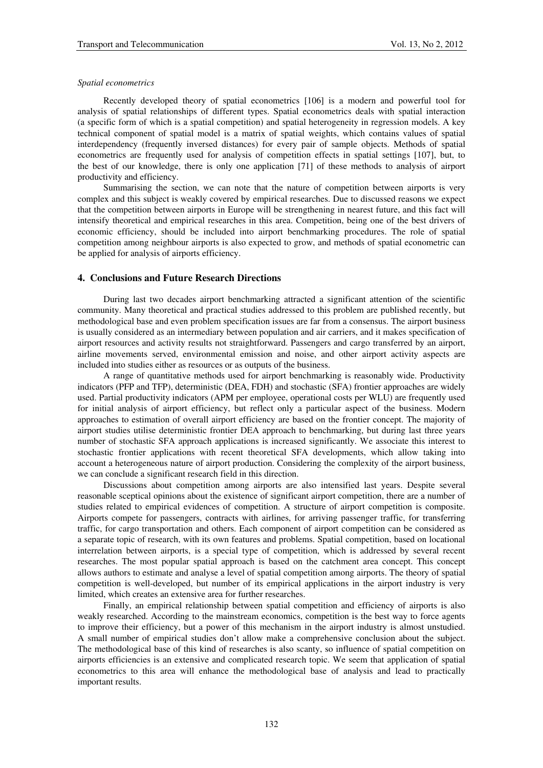*Spatial econometrics*

Recently developed theory of spatial econometrics [106] is a modern and powerful tool for analysis of spatial relationships of different types. Spatial econometrics deals with spatial interaction (a specific form of which is a spatial competition) and spatial heterogeneity in regression models. A key technical component of spatial model is a matrix of spatial weights, which contains values of spatial interdependency (frequently inversed distances) for every pair of sample objects. Methods of spatial econometrics are frequently used for analysis of competition effects in spatial settings [107], but, to the best of our knowledge, there is only one application [71] of these methods to analysis of airport productivity and efficiency.

Summarising the section, we can note that the nature of competition between airports is very complex and this subject is weakly covered by empirical researches. Due to discussed reasons we expect that the competition between airports in Europe will be strengthening in nearest future, and this fact will intensify theoretical and empirical researches in this area. Competition, being one of the best drivers of economic efficiency, should be included into airport benchmarking procedures. The role of spatial competition among neighbour airports is also expected to grow, and methods of spatial econometric can be applied for analysis of airports efficiency.

## 4. Conclusions and Future Research Directions

During last two decades airport benchmarking attracted a significant attention of the scientific community. Many theoretical and practical studies addressed to this problem are published recently, but methodological base and even problem specification issues are far from a consensus. The airport business is usually considered as an intermediary between population and air carriers, and it makes specification of airport resources and activity results not straightforward. Passengers and cargo transferred by an airport, airline movements served, environmental emission and noise, and other airport activity aspects are included into studies either as resources or as outputs of the business.

A range of quantitative methods used for airport benchmarking is reasonably wide. Productivity indicators (PFP and TFP), deterministic (DEA, FDH) and stochastic (SFA) frontier approaches are widely used. Partial productivity indicators (APM per employee, operational costs per WLU) are frequently used for initial analysis of airport efficiency, but reflect only a particular aspect of the business. Modern approaches to estimation of overall airport efficiency are based on the frontier concept. The majority of airport studies utilise deterministic frontier DEA approach to benchmarking, but during last three years number of stochastic SFA approach applications is increased significantly. We associate this interest to stochastic frontier applications with recent theoretical SFA developments, which allow taking into account a heterogeneous nature of airport production. Considering the complexity of the airport business, we can conclude a significant research field in this direction.

Discussions about competition among airports are also intensified last years. Despite several reasonable sceptical opinions about the existence of significant airport competition, there are a number of studies related to empirical evidences of competition. A structure of airport competition is composite. Airports compete for passengers, contracts with airlines, for arriving passenger traffic, for transferring traffic, for cargo transportation and others. Each component of airport competition can be considered as a separate topic of research, with its own features and problems. Spatial competition, based on locational interrelation between airports, is a special type of competition, which is addressed by several recent researches. The most popular spatial approach is based on the catchment area concept. This concept allows authors to estimate and analyse a level of spatial competition among airports. The theory of spatial competition is well-developed, but number of its empirical applications in the airport industry is very limited, which creates an extensive area for further researches.

Finally, an empirical relationship between spatial competition and efficiency of airports is also weakly researched. According to the mainstream economics, competition is the best way to force agents to improve their efficiency, but a power of this mechanism in the airport industry is almost unstudied. A small number of empirical studies don't allow make a comprehensive conclusion about the subject. The methodological base of this kind of researches is also scanty, so influence of spatial competition on airports efficiencies is an extensive and complicated research topic. We seem that application of spatial econometrics to this area will enhance the methodological base of analysis and lead to practically important results.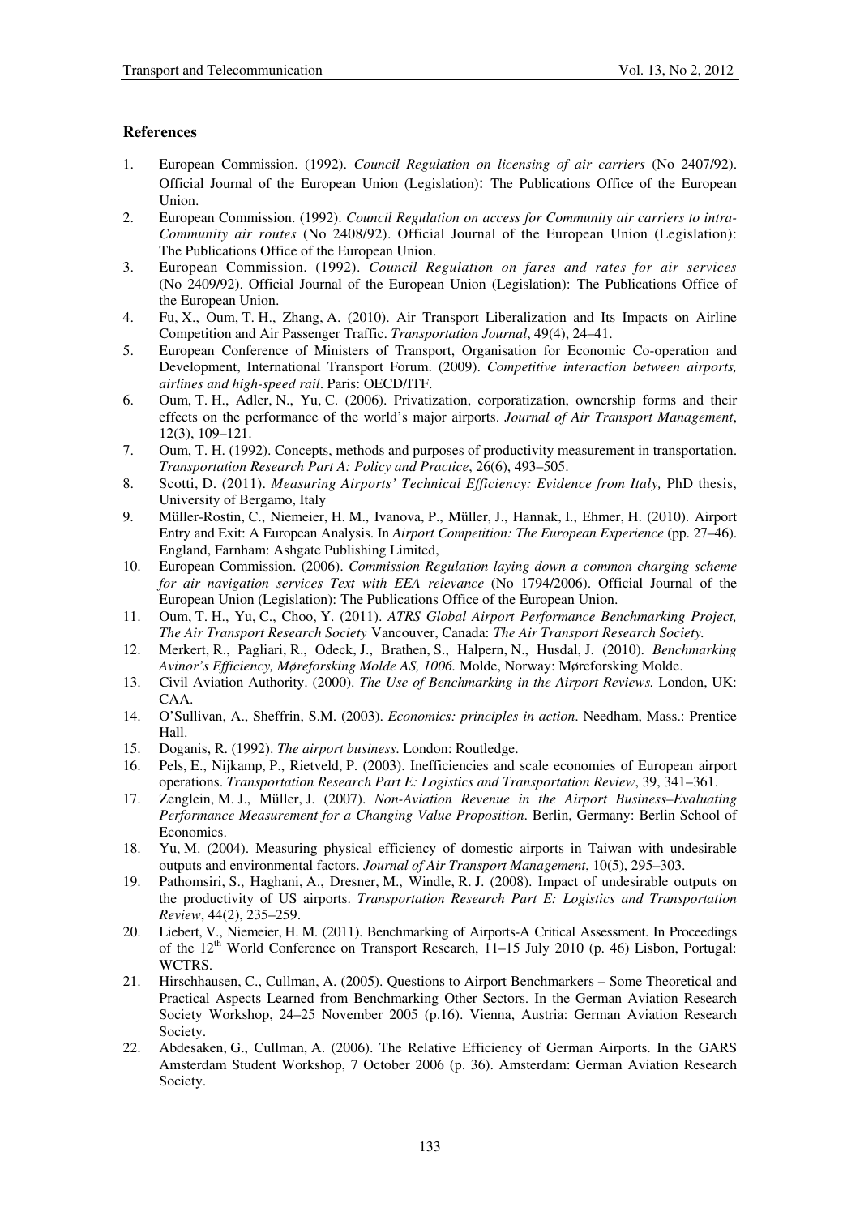## References

1. European Commission. (1992). *Council Regulation on licensing of air carriers* (No 2407/92). Official Journal of the European Union (Legislation): The Publications Office of the European Union.
2. European Commission. (1992). *Council Regulation on access for Community air carriers to intra-Community air routes* (No 2408/92). Official Journal of the European Union (Legislation): The Publications Office of the European Union.
3. European Commission. (1992). *Council Regulation on fares and rates for air services* (No 2409/92). Official Journal of the European Union (Legislation): The Publications Office of the European Union.
4. Fu, X., Oum, T. H., Zhang, A. (2010). Air Transport Liberalization and Its Impacts on Airline Competition and Air Passenger Traffic. *Transportation Journal*, 49(4), 24–41.
5. European Conference of Ministers of Transport, Organisation for Economic Co-operation and Development, International Transport Forum. (2009). *Competitive interaction between airports, airlines and high-speed rail*. Paris: OECD/ITF.
6. Oum, T. H., Adler, N., Yu, C. (2006). Privatization, corporatization, ownership forms and their effects on the performance of the world's major airports. *Journal of Air Transport Management*, 12(3), 109–121.
7. Oum, T. H. (1992). Concepts, methods and purposes of productivity measurement in transportation. *Transportation Research Part A: Policy and Practice*, 26(6), 493–505.
8. Scotti, D. (2011). *Measuring Airports' Technical Efficiency: Evidence from Italy,* PhD thesis, University of Bergamo, Italy
9. Müller-Rostin, C., Niemeier, H. M., Ivanova, P., Müller, J., Hannak, I., Ehmer, H. (2010). Airport Entry and Exit: A European Analysis. In *Airport Competition: The European Experience* (pp. 27–46). England, Farnham: Ashgate Publishing Limited,
10. European Commission. (2006). *Commission Regulation laying down a common charging scheme for air navigation services Text with EEA relevance* (No 1794/2006). Official Journal of the European Union (Legislation): The Publications Office of the European Union.
11. Oum, T. H., Yu, C., Choo, Y. (2011). *ATRS Global Airport Performance Benchmarking Project, The Air Transport Research Society* Vancouver, Canada: *The Air Transport Research Society.*
12. Merkert, R., Pagliari, R., Odeck, J., Brathen, S., Halpern, N., Husdal, J. (2010). *Benchmarking Avinor's Efficiency, Møreforsking Molde AS, 1006.* Molde, Norway: Møreforsking Molde.
13. Civil Aviation Authority. (2000). *The Use of Benchmarking in the Airport Reviews.* London, UK: CAA.
14. O'Sullivan, A., Sheffrin, S.M. (2003). *Economics: principles in action*. Needham, Mass.: Prentice Hall.
15. Doganis, R. (1992). *The airport business*. London: Routledge.
16. Pels, E., Nijkamp, P., Rietveld, P. (2003). Inefficiencies and scale economies of European airport operations. *Transportation Research Part E: Logistics and Transportation Review*, 39, 341–361.
17. Zenglein, M. J., Müller, J. (2007). *Non-Aviation Revenue in the Airport Business–Evaluating Performance Measurement for a Changing Value Proposition*. Berlin, Germany: Berlin School of Economics.
18. Yu, M. (2004). Measuring physical efficiency of domestic airports in Taiwan with undesirable outputs and environmental factors. *Journal of Air Transport Management*, 10(5), 295–303.
19. Pathomsiri, S., Haghani, A., Dresner, M., Windle, R. J. (2008). Impact of undesirable outputs on the productivity of US airports. *Transportation Research Part E: Logistics and Transportation Review*, 44(2), 235–259.
20. Liebert, V., Niemeier, H. M. (2011). Benchmarking of Airports-A Critical Assessment. In Proceedings of the 12th World Conference on Transport Research, 11–15 July 2010 (p. 46) Lisbon, Portugal: WCTRS.
21. Hirschhausen, C., Cullman, A. (2005). Questions to Airport Benchmarkers – Some Theoretical and Practical Aspects Learned from Benchmarking Other Sectors. In the German Aviation Research Society Workshop, 24–25 November 2005 (p.16). Vienna, Austria: German Aviation Research Society.
22. Abdesaken, G., Cullman, A. (2006). The Relative Efficiency of German Airports. In the GARS Amsterdam Student Workshop, 7 October 2006 (p. 36). Amsterdam: German Aviation Research Society.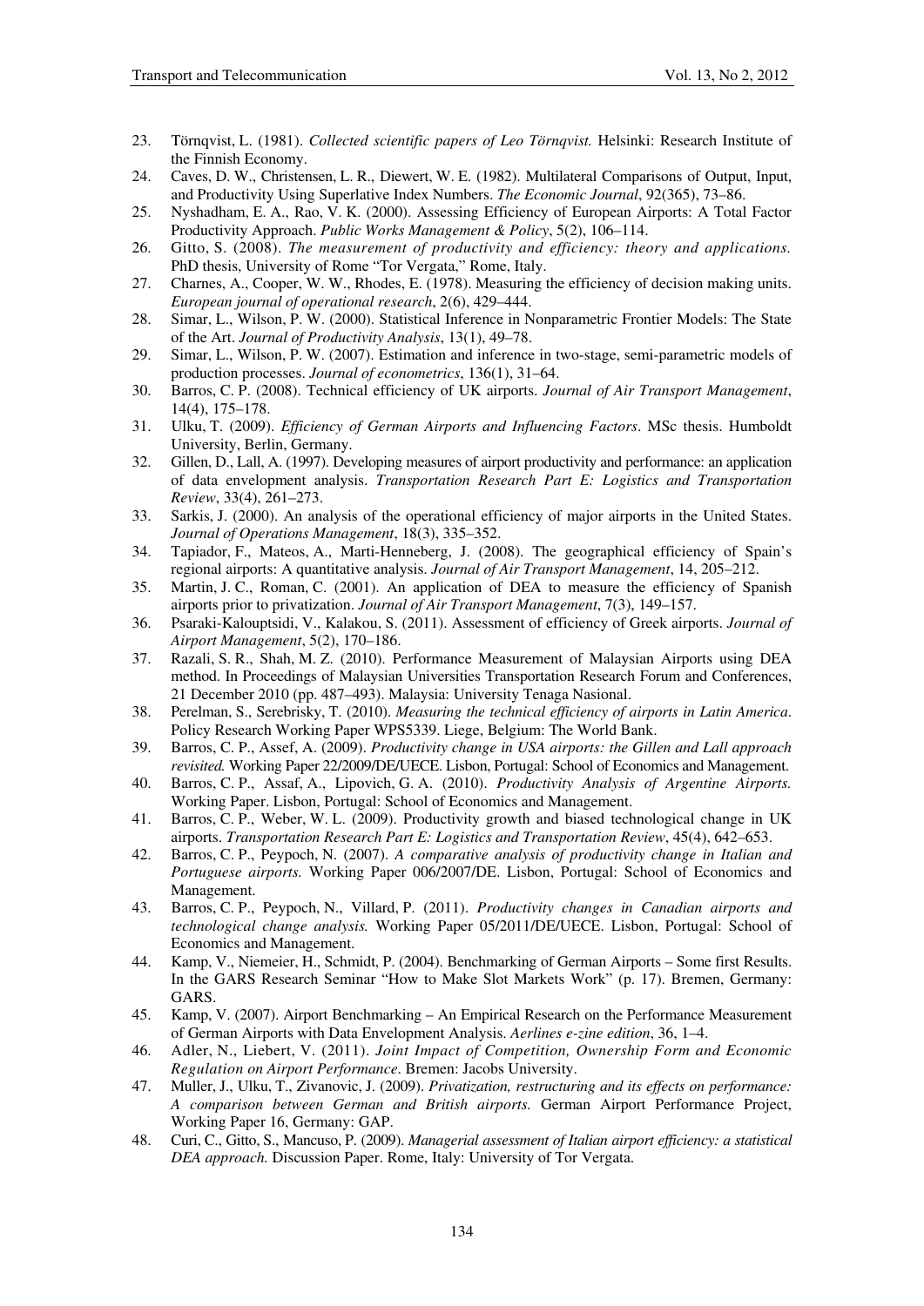23. Törnqvist, L. (1981). *Collected scientific papers of Leo Törnqvist.* Helsinki: Research Institute of the Finnish Economy.
24. Caves, D. W., Christensen, L. R., Diewert, W. E. (1982). Multilateral Comparisons of Output, Input, and Productivity Using Superlative Index Numbers. *The Economic Journal*, 92(365), 73–86.
25. Nyshadham, E. A., Rao, V. K. (2000). Assessing Efficiency of European Airports: A Total Factor Productivity Approach. *Public Works Management & Policy*, 5(2), 106–114.
26. Gitto, S. (2008). *The measurement of productivity and efficiency: theory and applications.* PhD thesis, University of Rome "Tor Vergata," Rome, Italy.
27. Charnes, A., Cooper, W. W., Rhodes, E. (1978). Measuring the efficiency of decision making units. *European journal of operational research*, 2(6), 429–444.
28. Simar, L., Wilson, P. W. (2000). Statistical Inference in Nonparametric Frontier Models: The State of the Art. *Journal of Productivity Analysis*, 13(1), 49–78.
29. Simar, L., Wilson, P. W. (2007). Estimation and inference in two-stage, semi-parametric models of production processes. *Journal of econometrics*, 136(1), 31–64.
30. Barros, C. P. (2008). Technical efficiency of UK airports. *Journal of Air Transport Management*, 14(4), 175–178.
31. Ulku, T. (2009). *Efficiency of German Airports and Influencing Factors*. MSc thesis. Humboldt University, Berlin, Germany.
32. Gillen, D., Lall, A. (1997). Developing measures of airport productivity and performance: an application of data envelopment analysis. *Transportation Research Part E: Logistics and Transportation Review*, 33(4), 261–273.
33. Sarkis, J. (2000). An analysis of the operational efficiency of major airports in the United States. *Journal of Operations Management*, 18(3), 335–352.
34. Tapiador, F., Mateos, A., Marti-Henneberg, J. (2008). The geographical efficiency of Spain's regional airports: A quantitative analysis. *Journal of Air Transport Management*, 14, 205–212.
35. Martin, J. C., Roman, C. (2001). An application of DEA to measure the efficiency of Spanish airports prior to privatization. *Journal of Air Transport Management*, 7(3), 149–157.
36. Psaraki-Kalouptsidi, V., Kalakou, S. (2011). Assessment of efficiency of Greek airports. *Journal of Airport Management*, 5(2), 170–186.
37. Razali, S. R., Shah, M. Z. (2010). Performance Measurement of Malaysian Airports using DEA method. In Proceedings of Malaysian Universities Transportation Research Forum and Conferences, 21 December 2010 (pp. 487–493). Malaysia: University Tenaga Nasional.
38. Perelman, S., Serebrisky, T. (2010). *Measuring the technical efficiency of airports in Latin America*. Policy Research Working Paper WPS5339. Liege, Belgium: The World Bank.
39. Barros, C. P., Assef, A. (2009). *Productivity change in USA airports: the Gillen and Lall approach revisited.* Working Paper 22/2009/DE/UECE. Lisbon, Portugal: School of Economics and Management.
40. Barros, C. P., Assaf, A., Lipovich, G. A. (2010). *Productivity Analysis of Argentine Airports.* Working Paper. Lisbon, Portugal: School of Economics and Management.
41. Barros, C. P., Weber, W. L. (2009). Productivity growth and biased technological change in UK airports. *Transportation Research Part E: Logistics and Transportation Review*, 45(4), 642–653.
42. Barros, C. P., Peypoch, N. (2007). *A comparative analysis of productivity change in Italian and Portuguese airports.* Working Paper 006/2007/DE. Lisbon, Portugal: School of Economics and Management.
43. Barros, C. P., Peypoch, N., Villard, P. (2011). *Productivity changes in Canadian airports and technological change analysis.* Working Paper 05/2011/DE/UECE. Lisbon, Portugal: School of Economics and Management.
44. Kamp, V., Niemeier, H., Schmidt, P. (2004). Benchmarking of German Airports – Some first Results. In the GARS Research Seminar "How to Make Slot Markets Work" (p. 17). Bremen, Germany: GARS.
45. Kamp, V. (2007). Airport Benchmarking – An Empirical Research on the Performance Measurement of German Airports with Data Envelopment Analysis. *Aerlines e-zine edition*, 36, 1–4.
46. Adler, N., Liebert, V. (2011). *Joint Impact of Competition, Ownership Form and Economic Regulation on Airport Performance*. Bremen: Jacobs University.
47. Muller, J., Ulku, T., Zivanovic, J. (2009). *Privatization, restructuring and its effects on performance: A comparison between German and British airports.* German Airport Performance Project, Working Paper 16, Germany: GAP.
48. Curi, C., Gitto, S., Mancuso, P. (2009). *Managerial assessment of Italian airport efficiency: a statistical DEA approach.* Discussion Paper. Rome, Italy: University of Tor Vergata.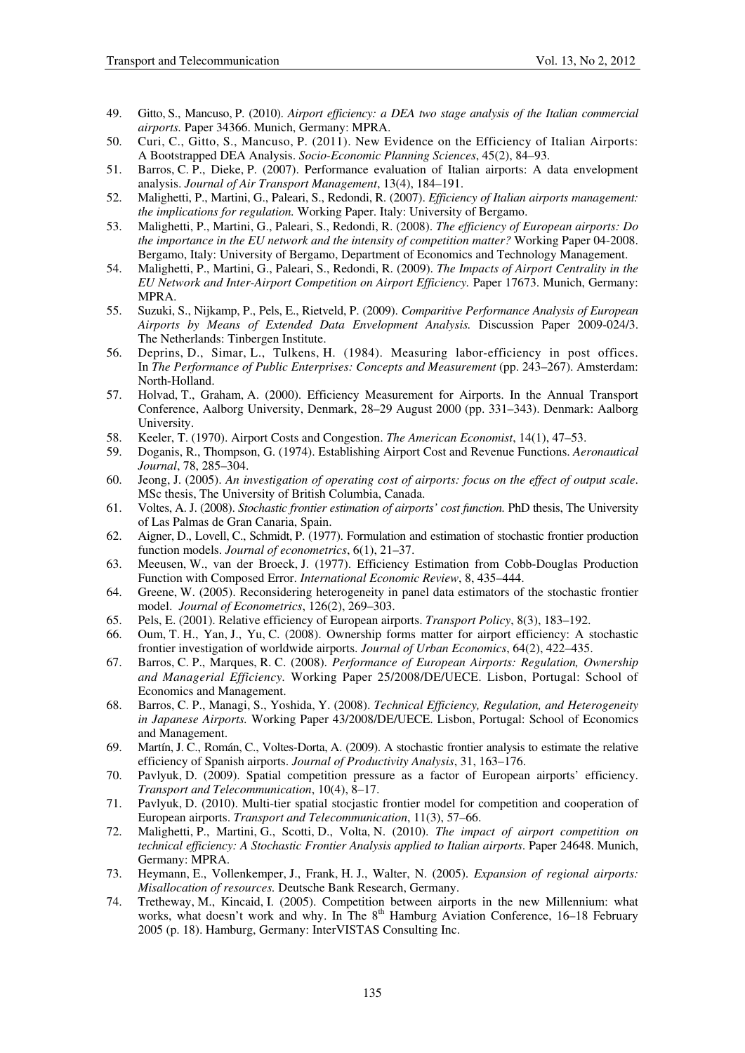49. Gitto, S., Mancuso, P. (2010). *Airport efficiency: a DEA two stage analysis of the Italian commercial airports.* Paper 34366. Munich, Germany: MPRA.
50. Curi, C., Gitto, S., Mancuso, P. (2011). New Evidence on the Efficiency of Italian Airports: A Bootstrapped DEA Analysis. *Socio-Economic Planning Sciences*, 45(2), 84–93.
51. Barros, C. P., Dieke, P. (2007). Performance evaluation of Italian airports: A data envelopment analysis. *Journal of Air Transport Management*, 13(4), 184–191.
52. Malighetti, P., Martini, G., Paleari, S., Redondi, R. (2007). *Efficiency of Italian airports management: the implications for regulation.* Working Paper. Italy: University of Bergamo.
53. Malighetti, P., Martini, G., Paleari, S., Redondi, R. (2008). *The efficiency of European airports: Do the importance in the EU network and the intensity of competition matter?* Working Paper 04-2008. Bergamo, Italy: University of Bergamo, Department of Economics and Technology Management.
54. Malighetti, P., Martini, G., Paleari, S., Redondi, R. (2009). *The Impacts of Airport Centrality in the EU Network and Inter-Airport Competition on Airport Efficiency.* Paper 17673. Munich, Germany: MPRA.
55. Suzuki, S., Nijkamp, P., Pels, E., Rietveld, P. (2009). *Comparitive Performance Analysis of European Airports by Means of Extended Data Envelopment Analysis.* Discussion Paper 2009-024/3. The Netherlands: Tinbergen Institute.
56. Deprins, D., Simar, L., Tulkens, H. (1984). Measuring labor-efficiency in post offices. In *The Performance of Public Enterprises: Concepts and Measurement* (pp. 243–267). Amsterdam: North-Holland.
57. Holvad, T., Graham, A. (2000). Efficiency Measurement for Airports. In the Annual Transport Conference, Aalborg University, Denmark, 28–29 August 2000 (pp. 331–343). Denmark: Aalborg University.
58. Keeler, T. (1970). Airport Costs and Congestion. *The American Economist*, 14(1), 47–53.
59. Doganis, R., Thompson, G. (1974). Establishing Airport Cost and Revenue Functions. *Aeronautical Journal*, 78, 285–304.
60. Jeong, J. (2005). *An investigation of operating cost of airports: focus on the effect of output scale*. MSc thesis, The University of British Columbia, Canada.
61. Voltes, A. J. (2008). *Stochastic frontier estimation of airports' cost function.* PhD thesis, The University of Las Palmas de Gran Canaria, Spain.
62. Aigner, D., Lovell, C., Schmidt, P. (1977). Formulation and estimation of stochastic frontier production function models. *Journal of econometrics*, 6(1), 21–37.
63. Meeusen, W., van der Broeck, J. (1977). Efficiency Estimation from Cobb-Douglas Production Function with Composed Error. *International Economic Review*, 8, 435–444.
64. Greene, W. (2005). Reconsidering heterogeneity in panel data estimators of the stochastic frontier model. *Journal of Econometrics*, 126(2), 269–303.
65. Pels, E. (2001). Relative efficiency of European airports. *Transport Policy*, 8(3), 183–192.
66. Oum, T. H., Yan, J., Yu, C. (2008). Ownership forms matter for airport efficiency: A stochastic frontier investigation of worldwide airports. *Journal of Urban Economics*, 64(2), 422–435.
67. Barros, C. P., Marques, R. C. (2008). *Performance of European Airports: Regulation, Ownership and Managerial Efficiency.* Working Paper 25/2008/DE/UECE. Lisbon, Portugal: School of Economics and Management.
68. Barros, C. P., Managi, S., Yoshida, Y. (2008). *Technical Efficiency, Regulation, and Heterogeneity in Japanese Airports.* Working Paper 43/2008/DE/UECE. Lisbon, Portugal: School of Economics and Management.
69. Martín, J. C., Román, C., Voltes-Dorta, A. (2009). A stochastic frontier analysis to estimate the relative efficiency of Spanish airports. *Journal of Productivity Analysis*, 31, 163–176.
70. Pavlyuk, D. (2009). Spatial competition pressure as a factor of European airports' efficiency. *Transport and Telecommunication*, 10(4), 8–17.
71. Pavlyuk, D. (2010). Multi-tier spatial stocjastic frontier model for competition and cooperation of European airports. *Transport and Telecommunication*, 11(3), 57–66.
72. Malighetti, P., Martini, G., Scotti, D., Volta, N. (2010). *The impact of airport competition on technical efficiency: A Stochastic Frontier Analysis applied to Italian airports*. Paper 24648. Munich, Germany: MPRA.
73. Heymann, E., Vollenkemper, J., Frank, H. J., Walter, N. (2005). *Expansion of regional airports: Misallocation of resources.* Deutsche Bank Research, Germany.
74. Tretheway, M., Kincaid, I. (2005). Competition between airports in the new Millennium: what works, what doesn't work and why. In The 8th Hamburg Aviation Conference, 16–18 February 2005 (p. 18). Hamburg, Germany: InterVISTAS Consulting Inc.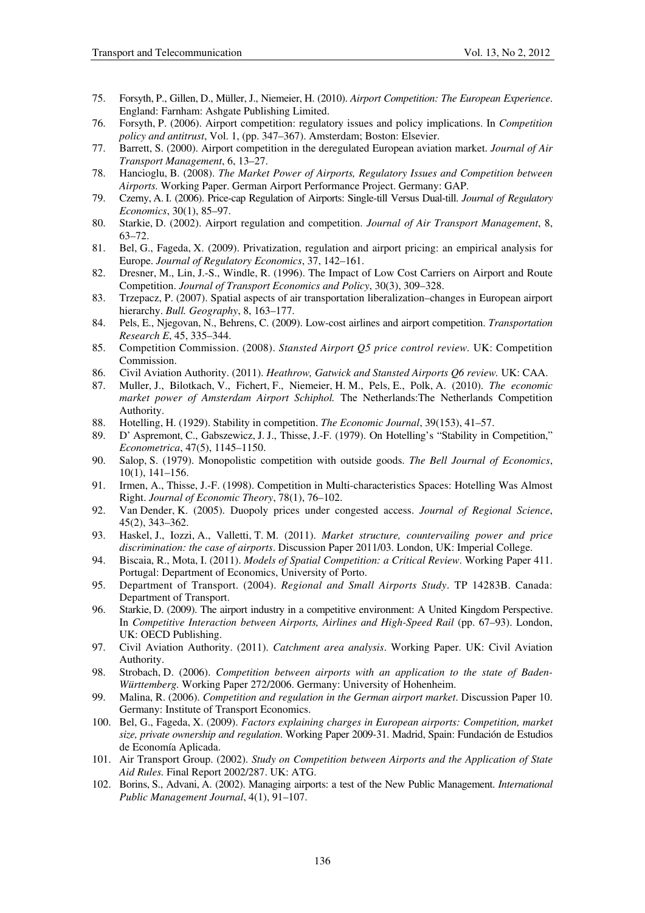75. Forsyth, P., Gillen, D., Müller, J., Niemeier, H. (2010). *Airport Competition: The European Experience*. England: Farnham: Ashgate Publishing Limited.
76. Forsyth, P. (2006). Airport competition: regulatory issues and policy implications. In *Competition policy and antitrust*, Vol. 1, (pp. 347–367). Amsterdam; Boston: Elsevier.
77. Barrett, S. (2000). Airport competition in the deregulated European aviation market. *Journal of Air Transport Management*, 6, 13–27.
78. Hancioglu, B. (2008). *The Market Power of Airports, Regulatory Issues and Competition between Airports.* Working Paper. German Airport Performance Project. Germany: GAP.
79. Czerny, A. I. (2006). Price-cap Regulation of Airports: Single-till Versus Dual-till. *Journal of Regulatory Economics*, 30(1), 85–97.
80. Starkie, D. (2002). Airport regulation and competition. *Journal of Air Transport Management*, 8, 63–72.
81. Bel, G., Fageda, X. (2009). Privatization, regulation and airport pricing: an empirical analysis for Europe. *Journal of Regulatory Economics*, 37, 142–161.
82. Dresner, M., Lin, J.-S., Windle, R. (1996). The Impact of Low Cost Carriers on Airport and Route Competition. *Journal of Transport Economics and Policy*, 30(3), 309–328.
83. Trzepacz, P. (2007). Spatial aspects of air transportation liberalization–changes in European airport hierarchy. *Bull. Geography*, 8, 163–177.
84. Pels, E., Njegovan, N., Behrens, C. (2009). Low-cost airlines and airport competition. *Transportation Research E*, 45, 335–344.
85. Competition Commission. (2008). *Stansted Airport Q5 price control review.* UK: Competition Commission.
86. Civil Aviation Authority. (2011). *Heathrow, Gatwick and Stansted Airports Q6 review.* UK: CAA.
87. Muller, J., Bilotkach, V., Fichert, F., Niemeier, H. M., Pels, E., Polk, A. (2010). *The economic market power of Amsterdam Airport Schiphol.* The Netherlands:The Netherlands Competition Authority.
88. Hotelling, H. (1929). Stability in competition. *The Economic Journal*, 39(153), 41–57.
89. D' Aspremont, C., Gabszewicz, J. J., Thisse, J.-F. (1979). On Hotelling's "Stability in Competition," *Econometrica*, 47(5), 1145–1150.
90. Salop, S. (1979). Monopolistic competition with outside goods. *The Bell Journal of Economics*, 10(1), 141–156.
91. Irmen, A., Thisse, J.-F. (1998). Competition in Multi-characteristics Spaces: Hotelling Was Almost Right. *Journal of Economic Theory*, 78(1), 76–102.
92. Van Dender, K. (2005). Duopoly prices under congested access. *Journal of Regional Science*, 45(2), 343–362.
93. Haskel, J., Iozzi, A., Valletti, T. M. (2011). *Market structure, countervailing power and price discrimination: the case of airports*. Discussion Paper 2011/03. London, UK: Imperial College.
94. Biscaia, R., Mota, I. (2011). *Models of Spatial Competition: a Critical Review*. Working Paper 411. Portugal: Department of Economics, University of Porto.
95. Department of Transport. (2004). *Regional and Small Airports Study*. TP 14283B. Canada: Department of Transport.
96. Starkie, D. (2009). The airport industry in a competitive environment: A United Kingdom Perspective. In *Competitive Interaction between Airports, Airlines and High-Speed Rail* (pp. 67–93). London, UK: OECD Publishing.
97. Civil Aviation Authority. (2011). *Catchment area analysis*. Working Paper. UK: Civil Aviation Authority.
98. Strobach, D. (2006). *Competition between airports with an application to the state of Baden-Württemberg.* Working Paper 272/2006. Germany: University of Hohenheim.
99. Malina, R. (2006). *Competition and regulation in the German airport market*. Discussion Paper 10. Germany: Institute of Transport Economics.
100. Bel, G., Fageda, X. (2009). *Factors explaining charges in European airports: Competition, market size, private ownership and regulation*. Working Paper 2009-31. Madrid, Spain: Fundación de Estudios de Economía Aplicada.
101. Air Transport Group. (2002). *Study on Competition between Airports and the Application of State Aid Rules.* Final Report 2002/287. UK: ATG.
102. Borins, S., Advani, A. (2002). Managing airports: a test of the New Public Management. *International Public Management Journal*, 4(1), 91–107.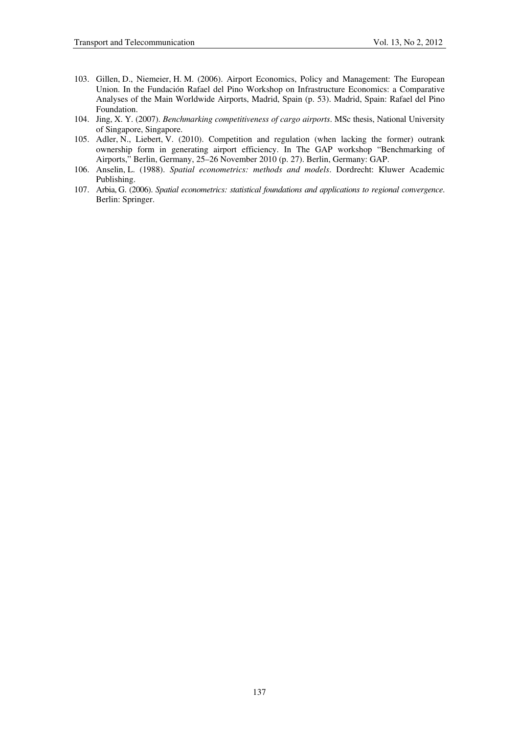103. Gillen, D., Niemeier, H. M. (2006). Airport Economics, Policy and Management: The European Union. In the Fundación Rafael del Pino Workshop on Infrastructure Economics: a Comparative Analyses of the Main Worldwide Airports, Madrid, Spain (p. 53). Madrid, Spain: Rafael del Pino Foundation.
104. Jing, X. Y. (2007). *Benchmarking competitiveness of cargo airports*. MSc thesis, National University of Singapore, Singapore.
105. Adler, N., Liebert, V. (2010). Competition and regulation (when lacking the former) outrank ownership form in generating airport efficiency. In The GAP workshop "Benchmarking of Airports," Berlin, Germany, 25–26 November 2010 (p. 27). Berlin, Germany: GAP.
106. Anselin, L. (1988). *Spatial econometrics: methods and models*. Dordrecht: Kluwer Academic Publishing.
107. Arbia, G. (2006). *Spatial econometrics: statistical foundations and applications to regional convergence*. Berlin: Springer.